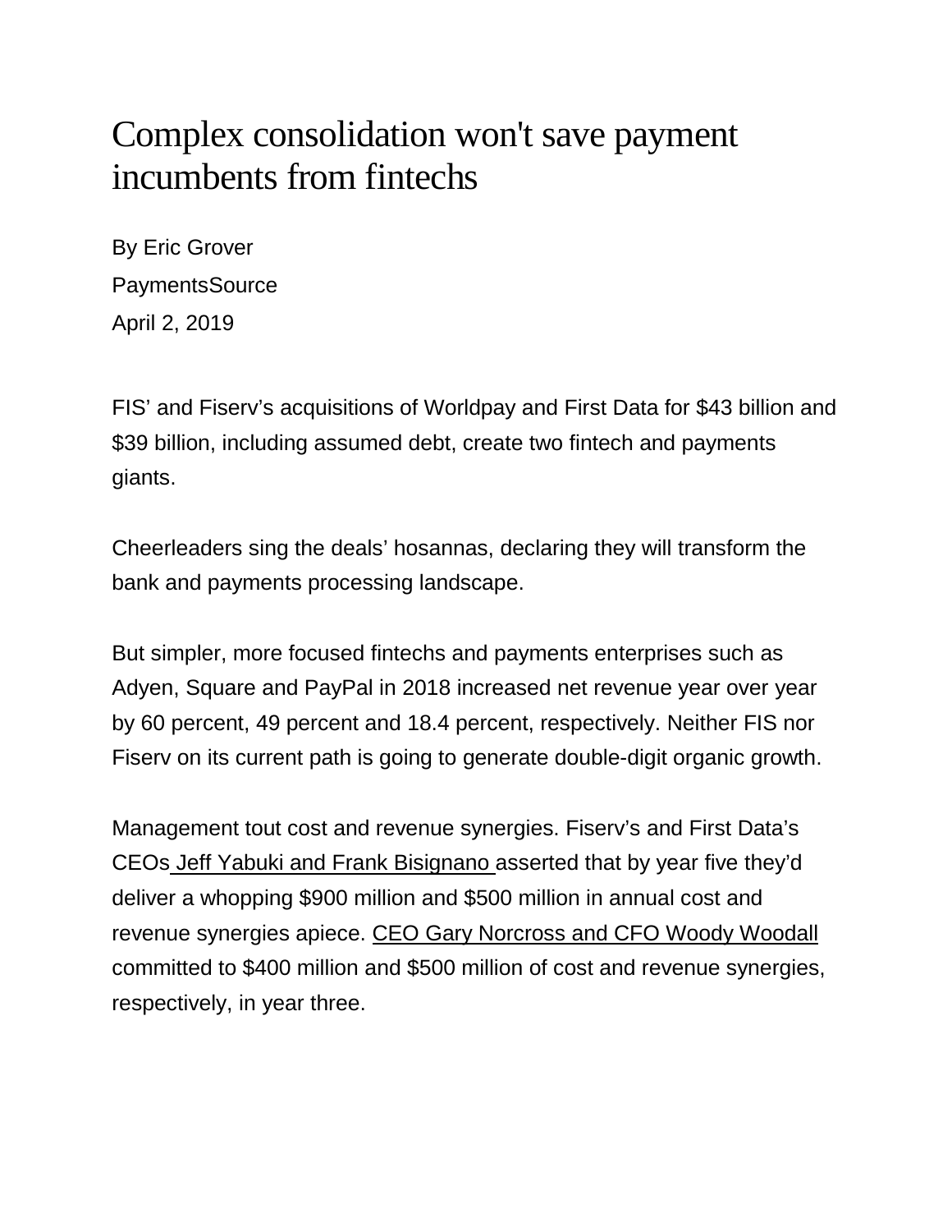# Complex consolidation won't save payment incumbents from fintechs

By Eric Grover

PaymentsSource

April 2, 2019

FIS' and Fiserv's acquisitions of Worldpay and First Data for $43 billion and $39 billion, including assumed debt, create two fintech and payments giants.

Cheerleaders sing the deals' hosannas, declaring they will transform the bank and payments processing landscape.

But simpler, more focused fintechs and payments enterprises such as Adyen, Square and PayPal in 2018 increased net revenue year over year by 60 percent, 49 percent and 18.4 percent, respectively. Neither FIS nor Fiserv on its current path is going to generate double-digit organic growth.

Management tout cost and revenue synergies. Fiserv's and First Data's CEOs Jeff Yabuki and Frank Bisignano asserted that by year five they'd deliver a whopping $900 million and $500 million in annual cost and revenue synergies apiece. CEO Gary Norcross and CFO Woody Woodall committed to $400 million and $500 million of cost and revenue synergies, respectively, in year three.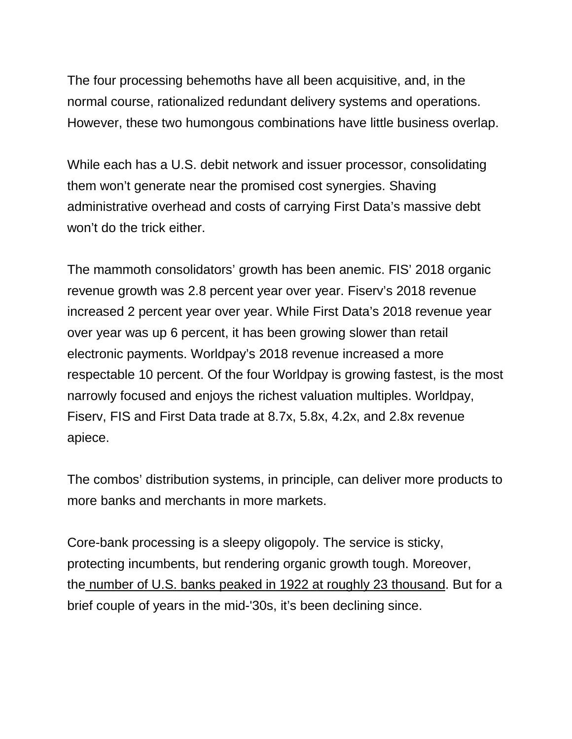The four processing behemoths have all been acquisitive, and, in the normal course, rationalized redundant delivery systems and operations. However, these two humongous combinations have little business overlap.

While each has a U.S. debit network and issuer processor, consolidating them won't generate near the promised cost synergies. Shaving administrative overhead and costs of carrying First Data's massive debt won't do the trick either.

The mammoth consolidators' growth has been anemic. FIS' 2018 organic revenue growth was 2.8 percent year over year. Fiserv's 2018 revenue increased 2 percent year over year. While First Data's 2018 revenue year over year was up 6 percent, it has been growing slower than retail electronic payments. Worldpay's 2018 revenue increased a more respectable 10 percent. Of the four Worldpay is growing fastest, is the most narrowly focused and enjoys the richest valuation multiples. Worldpay, Fiserv, FIS and First Data trade at 8.7x, 5.8x, 4.2x, and 2.8x revenue apiece.

The combos' distribution systems, in principle, can deliver more products to more banks and merchants in more markets.

Core-bank processing is a sleepy oligopoly. The service is sticky, protecting incumbents, but rendering organic growth tough. Moreover, the number of U.S. banks peaked in 1922 at roughly 23 thousand. But for a brief couple of years in the mid-'30s, it's been declining since.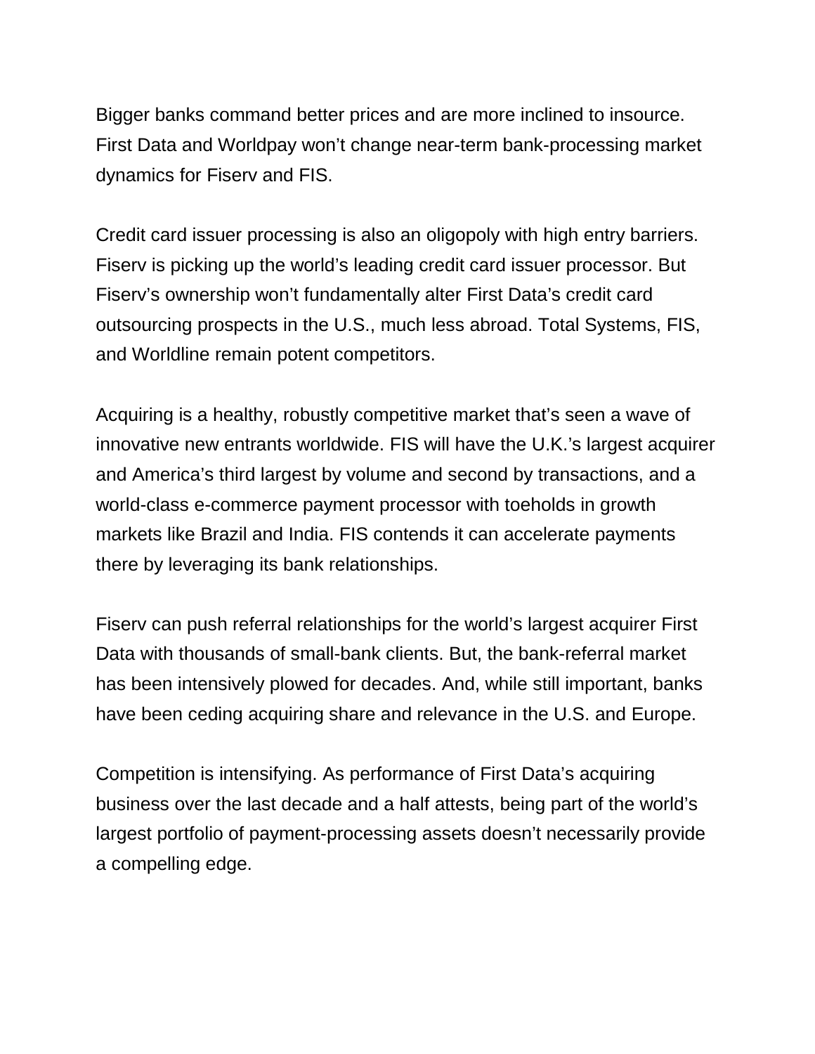Bigger banks command better prices and are more inclined to insource. First Data and Worldpay won't change near-term bank-processing market dynamics for Fiserv and FIS.

Credit card issuer processing is also an oligopoly with high entry barriers. Fiserv is picking up the world's leading credit card issuer processor. But Fiserv's ownership won't fundamentally alter First Data's credit card outsourcing prospects in the U.S., much less abroad. Total Systems, FIS, and Worldline remain potent competitors.

Acquiring is a healthy, robustly competitive market that's seen a wave of innovative new entrants worldwide. FIS will have the U.K.'s largest acquirer and America's third largest by volume and second by transactions, and a world-class e-commerce payment processor with toeholds in growth markets like Brazil and India. FIS contends it can accelerate payments there by leveraging its bank relationships.

Fiserv can push referral relationships for the world's largest acquirer First Data with thousands of small-bank clients. But, the bank-referral market has been intensively plowed for decades. And, while still important, banks have been ceding acquiring share and relevance in the U.S. and Europe.

Competition is intensifying. As performance of First Data's acquiring business over the last decade and a half attests, being part of the world's largest portfolio of payment-processing assets doesn't necessarily provide a compelling edge.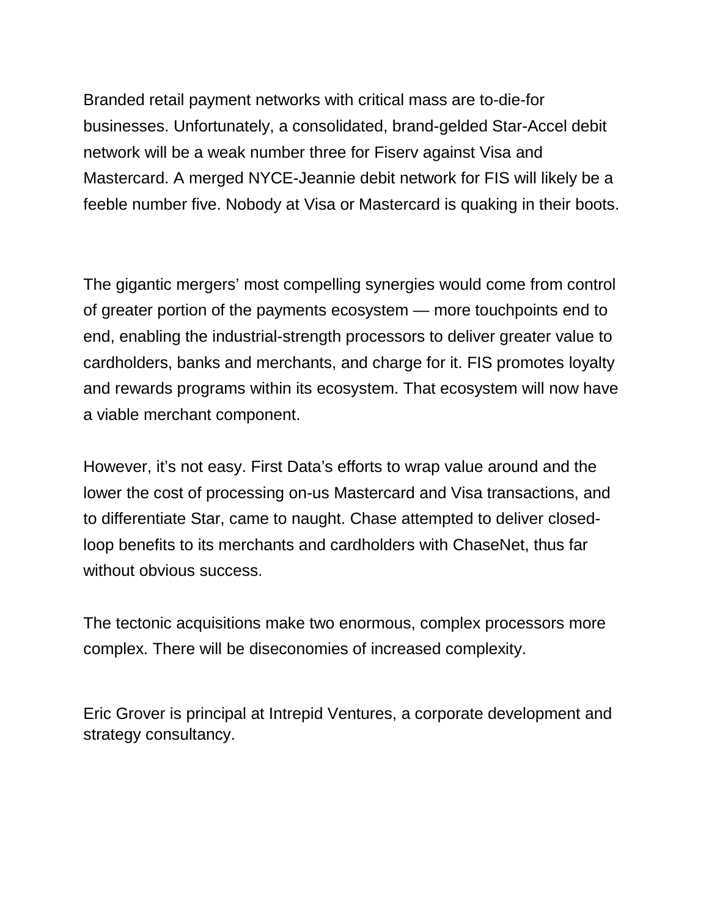Branded retail payment networks with critical mass are to-die-for businesses. Unfortunately, a consolidated, brand-gelded Star-Accel debit network will be a weak number three for Fiserv against Visa and Mastercard. A merged NYCE-Jeannie debit network for FIS will likely be a feeble number five. Nobody at Visa or Mastercard is quaking in their boots.

The gigantic mergers' most compelling synergies would come from control of greater portion of the payments ecosystem — more touchpoints end to end, enabling the industrial-strength processors to deliver greater value to cardholders, banks and merchants, and charge for it. FIS promotes loyalty and rewards programs within its ecosystem. That ecosystem will now have a viable merchant component.

However, it's not easy. First Data's efforts to wrap value around and the lower the cost of processing on-us Mastercard and Visa transactions, and to differentiate Star, came to naught. Chase attempted to deliver closed-loop benefits to its merchants and cardholders with ChaseNet, thus far without obvious success.

The tectonic acquisitions make two enormous, complex processors more complex. There will be diseconomies of increased complexity.

Eric Grover is principal at Intrepid Ventures, a corporate development and strategy consultancy.